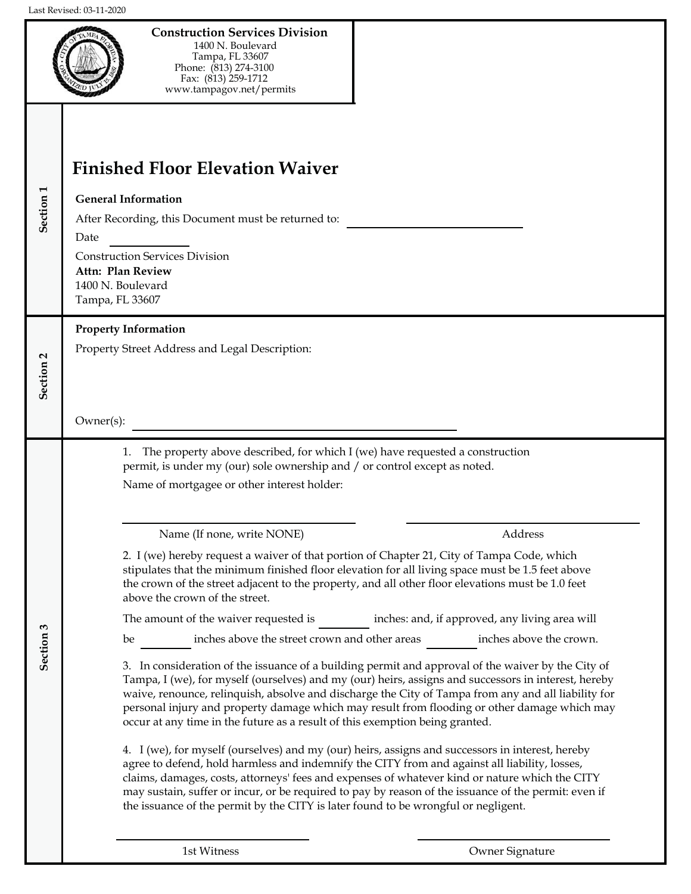Last Revised: 03-11-2020

**Construction Services Division**
1400 N. Boulevard
Tampa, FL 33607
Phone: (813) 274-3100
Fax: (813) 259-1712
www.tampagov.net/permits

**Section 1**

# Finished Floor Elevation Waiver

**General Information**

After Recording, this Document must be returned to: ______________________

Date ____________

Construction Services Division
**Attn: Plan Review**
1400 N. Boulevard
Tampa, FL 33607

**Section 2**

**Property Information**

Property Street Address and Legal Description:

Owner(s): ______________________________

**Section 3**

1. The property above described, for which I (we) have requested a construction permit, is under my (our) sole ownership and / or control except as noted.

Name of mortgagee or other interest holder:

| ______________________________ | ______________________________ |
|---|---|
| Name (If none, write NONE) | Address |

2. I (we) hereby request a waiver of that portion of Chapter 21, City of Tampa Code, which stipulates that the minimum finished floor elevation for all living space must be 1.5 feet above the crown of the street adjacent to the property, and all other floor elevations must be 1.0 feet above the crown of the street.

The amount of the waiver requested is ________ inches: and, if approved, any living area will be ________ inches above the street crown and other areas ________ inches above the crown.

3. In consideration of the issuance of a building permit and approval of the waiver by the City of Tampa, I (we), for myself (ourselves) and my (our) heirs, assigns and successors in interest, hereby waive, renounce, relinquish, absolve and discharge the City of Tampa from any and all liability for personal injury and property damage which may result from flooding or other damage which may occur at any time in the future as a result of this exemption being granted.

4. I (we), for myself (ourselves) and my (our) heirs, assigns and successors in interest, hereby agree to defend, hold harmless and indemnify the CITY from and against all liability, losses, claims, damages, costs, attorneys' fees and expenses of whatever kind or nature which the CITY may sustain, suffer or incur, or be required to pay by reason of the issuance of the permit: even if the issuance of the permit by the CITY is later found to be wrongful or negligent.

| ______________________________ | ______________________________ |
|---|---|
| 1st Witness | Owner Signature |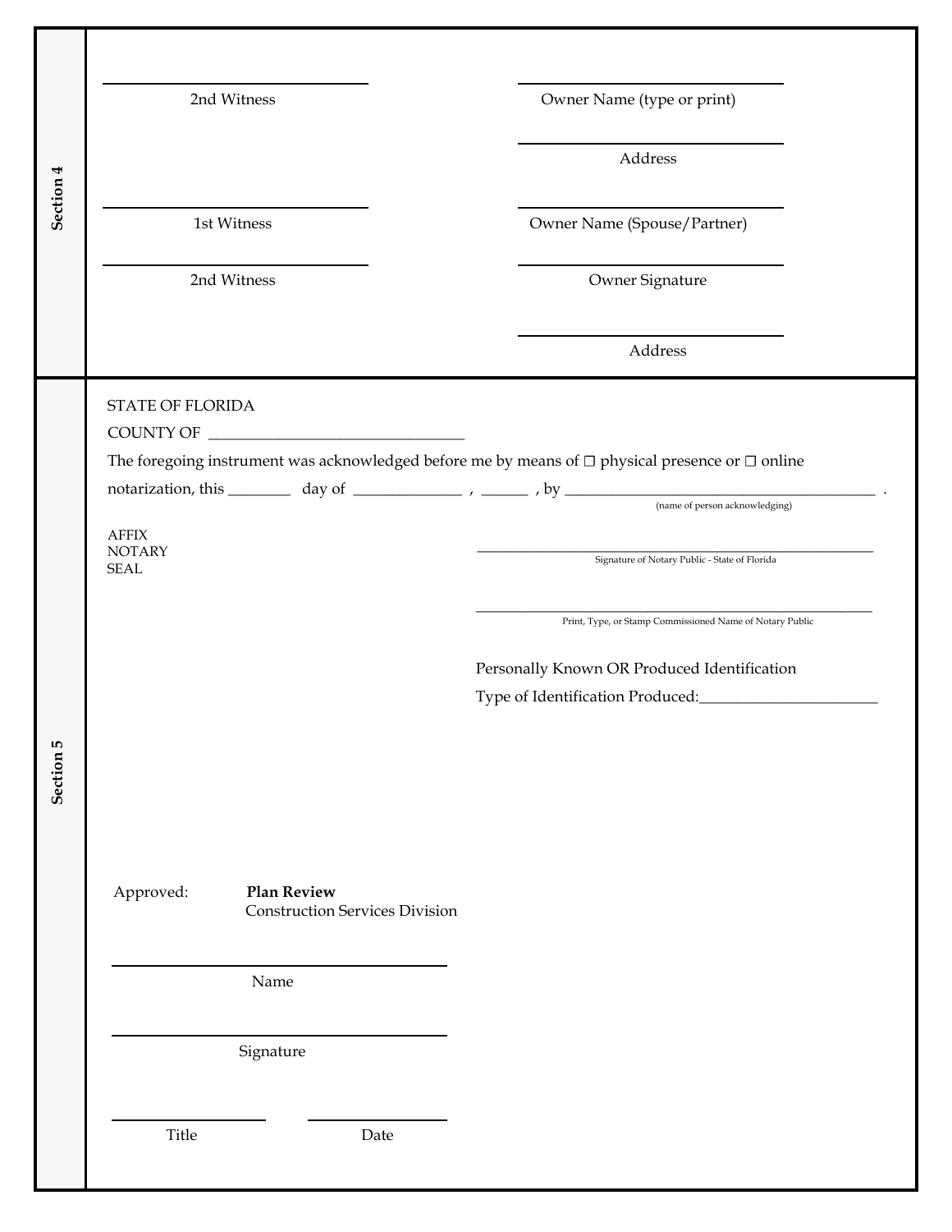**Section 4**

| | |
|---|---|
| ____________________ 2nd Witness | ____________________ Owner Name (type or print) |
| | ____________________ Address |
| ____________________ 1st Witness | ____________________ Owner Name (Spouse/Partner) |
| ____________________ 2nd Witness | ____________________ Owner Signature |
| | ____________________ Address |

**Section 5**

STATE OF FLORIDA

COUNTY OF ______________________________

The foregoing instrument was acknowledged before me by means of ☐ physical presence or ☐ online notarization, this ________ day of ______________ , ______ , by ________________________________________ .
(name of person acknowledging)

AFFIX
NOTARY
SEAL

______________________________________________
Signature of Notary Public - State of Florida

______________________________________________
Print, Type, or Stamp Commissioned Name of Notary Public

Personally Known OR Produced Identification

Type of Identification Produced:______________________

Approved: **Plan Review**
Construction Services Division

____________________
Name

____________________
Signature

____________________ ____________________
Title Date